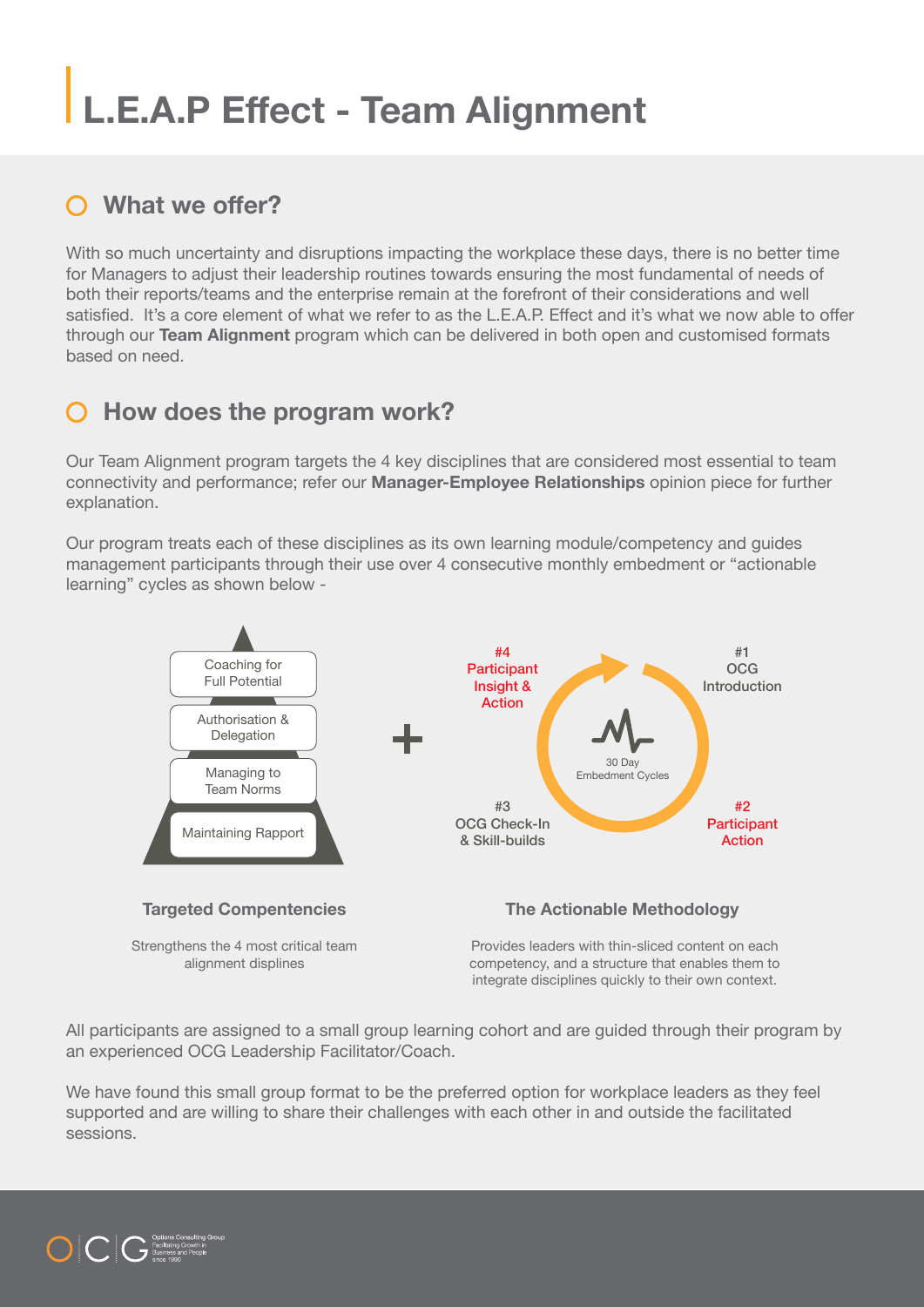# L.E.A.P Effect - Team Alignment

## What we offer?

With so much uncertainty and disruptions impacting the workplace these days, there is no better time for Managers to adjust their leadership routines towards ensuring the most fundamental of needs of both their reports/teams and the enterprise remain at the forefront of their considerations and well satisfied. It's a core element of what we refer to as the L.E.A.P. Effect and it's what we now able to offer through our **Team Alignment** program which can be delivered in both open and customised formats based on need.

## How does the program work?

Our Team Alignment program targets the 4 key disciplines that are considered most essential to team connectivity and performance; refer our **Manager-Employee Relationships** opinion piece for further explanation.

Our program treats each of these disciplines as its own learning module/competency and guides management participants through their use over 4 consecutive monthly embedment or "actionable learning" cycles as shown below -

- Coaching for Full Potential
- Authorisation & Delegation
- Managing to Team Norms
- Maintaining Rapport

+

30 Day Embedment Cycles

- #1 OCG Introduction
- #2 Participant Action
- #3 OCG Check-In & Skill-builds
- #4 Participant Insight & Action

**Targeted Compentencies**

Strengthens the 4 most critical team alignment displines

**The Actionable Methodology**

Provides leaders with thin-sliced content on each competency, and a structure that enables them to integrate disciplines quickly to their own context.

All participants are assigned to a small group learning cohort and are guided through their program by an experienced OCG Leadership Facilitator/Coach.

We have found this small group format to be the preferred option for workplace leaders as they feel supported and are willing to share their challenges with each other in and outside the facilitated sessions.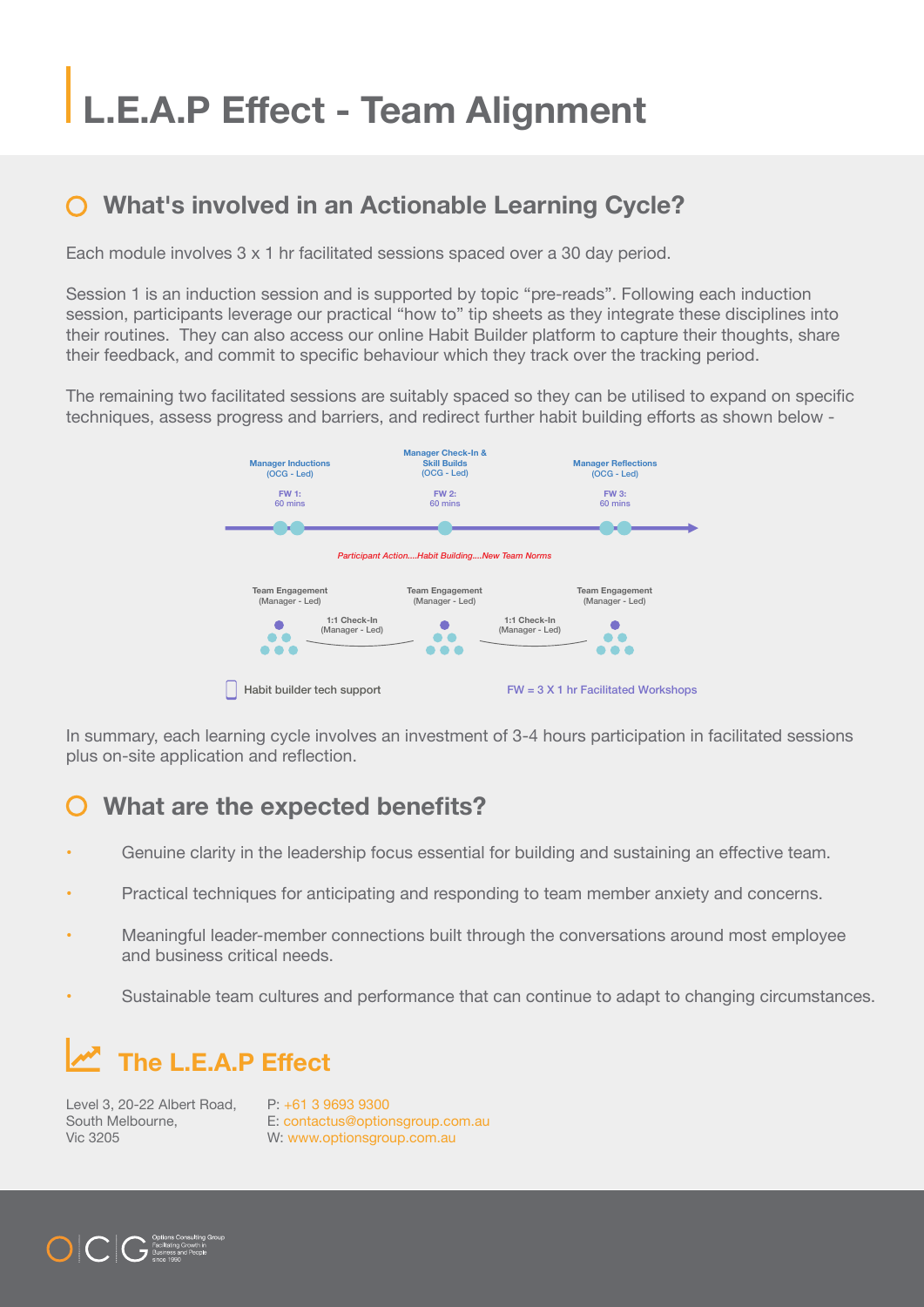# L.E.A.P Effect - Team Alignment

## What's involved in an Actionable Learning Cycle?

Each module involves 3 x 1 hr facilitated sessions spaced over a 30 day period.

Session 1 is an induction session and is supported by topic "pre-reads". Following each induction session, participants leverage our practical "how to" tip sheets as they integrate these disciplines into their routines. They can also access our online Habit Builder platform to capture their thoughts, share their feedback, and commit to specific behaviour which they track over the tracking period.

The remaining two facilitated sessions are suitably spaced so they can be utilised to expand on specific techniques, assess progress and barriers, and redirect further habit building efforts as shown below -

Manager Inductions
(OCG - Led)
FW 1:
60 mins

Manager Check-In & Skill Builds
(OCG - Led)
FW 2:
60 mins

Manager Reflections
(OCG - Led)
FW 3:
60 mins

*Participant Action....Habit Building....New Team Norms*

Team Engagement
(Manager - Led)

1:1 Check-In
(Manager - Led)

Team Engagement
(Manager - Led)

1:1 Check-In
(Manager - Led)

Team Engagement
(Manager - Led)

Habit builder tech support

FW = 3 X 1 hr Facilitated Workshops

In summary, each learning cycle involves an investment of 3-4 hours participation in facilitated sessions plus on-site application and reflection.

## What are the expected benefits?

- Genuine clarity in the leadership focus essential for building and sustaining an effective team.
- Practical techniques for anticipating and responding to team member anxiety and concerns.
- Meaningful leader-member connections built through the conversations around most employee and business critical needs.
- Sustainable team cultures and performance that can continue to adapt to changing circumstances.

## The L.E.A.P Effect

Level 3, 20-22 Albert Road,
South Melbourne,
Vic 3205

P: +61 3 9693 9300
E: contactus@optionsgroup.com.au
W: www.optionsgroup.com.au

OCG Options Consulting Group
Facilitating Growth in Business and People
since 1990